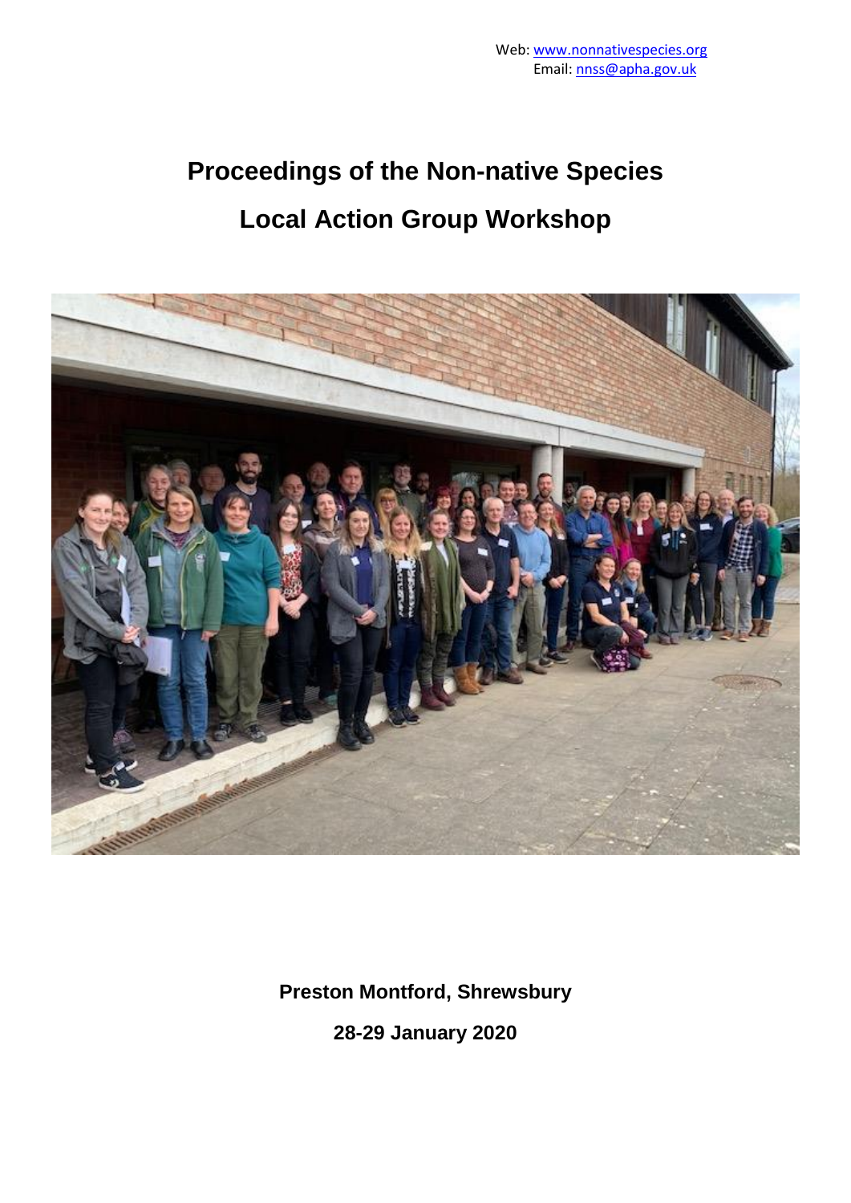Web: www.nonnativespecies.org
Email: nnss@apha.gov.uk

# Proceedings of the Non-native Species Local Action Group Workshop

**Preston Montford, Shrewsbury**

**28-29 January 2020**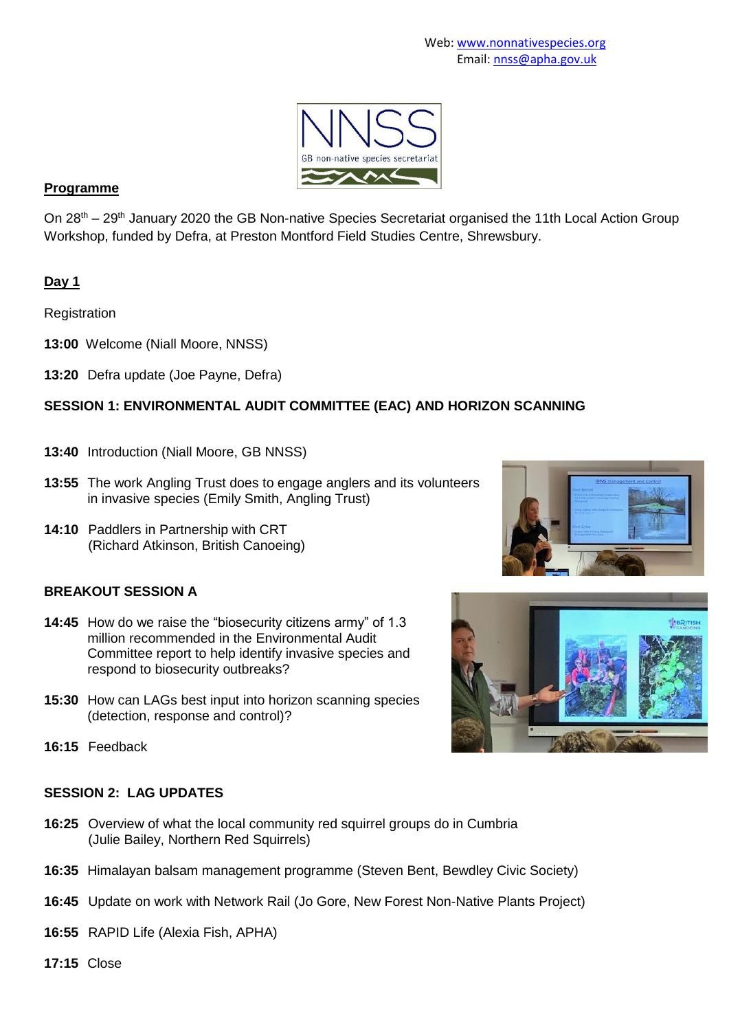Web: www.nonnativespecies.org
Email: nnss@apha.gov.uk

NNSS
GB non-native species secretariat

## Programme

On 28th – 29th January 2020 the GB Non-native Species Secretariat organised the 11th Local Action Group Workshop, funded by Defra, at Preston Montford Field Studies Centre, Shrewsbury.

## Day 1

Registration

**13:00** Welcome (Niall Moore, NNSS)

**13:20** Defra update (Joe Payne, Defra)

### SESSION 1: ENVIRONMENTAL AUDIT COMMITTEE (EAC) AND HORIZON SCANNING

**13:40** Introduction (Niall Moore, GB NNSS)

**13:55** The work Angling Trust does to engage anglers and its volunteers in invasive species (Emily Smith, Angling Trust)

**14:10** Paddlers in Partnership with CRT (Richard Atkinson, British Canoeing)

### BREAKOUT SESSION A

**14:45** How do we raise the "biosecurity citizens army" of 1.3 million recommended in the Environmental Audit Committee report to help identify invasive species and respond to biosecurity outbreaks?

**15:30** How can LAGs best input into horizon scanning species (detection, response and control)?

**16:15** Feedback

### SESSION 2: LAG UPDATES

**16:25** Overview of what the local community red squirrel groups do in Cumbria (Julie Bailey, Northern Red Squirrels)

**16:35** Himalayan balsam management programme (Steven Bent, Bewdley Civic Society)

**16:45** Update on work with Network Rail (Jo Gore, New Forest Non-Native Plants Project)

**16:55** RAPID Life (Alexia Fish, APHA)

**17:15** Close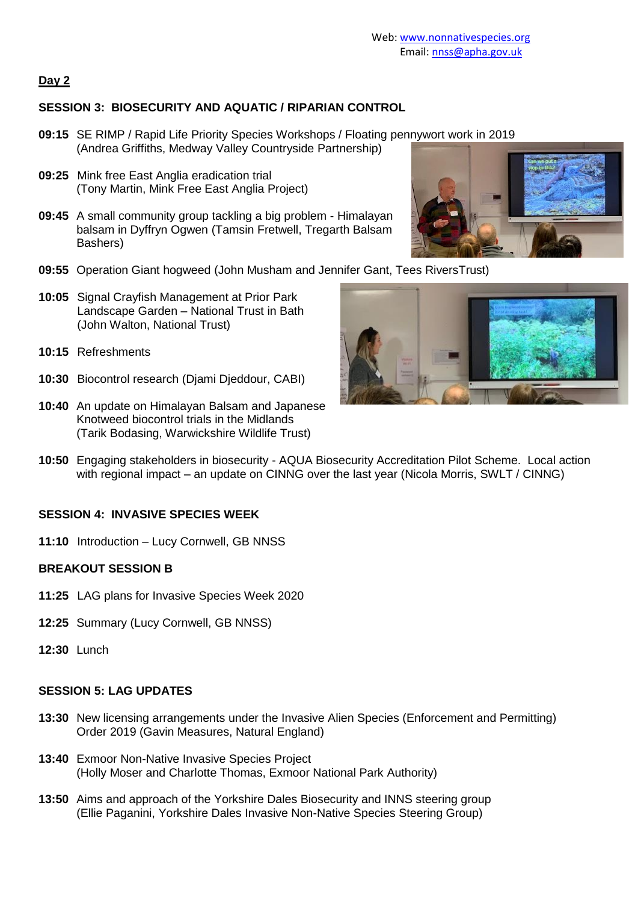Web: www.nonnativespecies.org
Email: nnss@apha.gov.uk

## Day 2

### SESSION 3: BIOSECURITY AND AQUATIC / RIPARIAN CONTROL

**09:15** SE RIMP / Rapid Life Priority Species Workshops / Floating pennywort work in 2019 (Andrea Griffiths, Medway Valley Countryside Partnership)

**09:25** Mink free East Anglia eradication trial (Tony Martin, Mink Free East Anglia Project)

**09:45** A small community group tackling a big problem - Himalayan balsam in Dyffryn Ogwen (Tamsin Fretwell, Tregarth Balsam Bashers)

**09:55** Operation Giant hogweed (John Musham and Jennifer Gant, Tees RiversTrust)

**10:05** Signal Crayfish Management at Prior Park Landscape Garden – National Trust in Bath (John Walton, National Trust)

**10:15** Refreshments

**10:30** Biocontrol research (Djami Djeddour, CABI)

**10:40** An update on Himalayan Balsam and Japanese Knotweed biocontrol trials in the Midlands (Tarik Bodasing, Warwickshire Wildlife Trust)

**10:50** Engaging stakeholders in biosecurity - AQUA Biosecurity Accreditation Pilot Scheme. Local action with regional impact – an update on CINNG over the last year (Nicola Morris, SWLT / CINNG)

### SESSION 4: INVASIVE SPECIES WEEK

**11:10** Introduction – Lucy Cornwell, GB NNSS

### BREAKOUT SESSION B

**11:25** LAG plans for Invasive Species Week 2020

**12:25** Summary (Lucy Cornwell, GB NNSS)

**12:30** Lunch

### SESSION 5: LAG UPDATES

**13:30** New licensing arrangements under the Invasive Alien Species (Enforcement and Permitting) Order 2019 (Gavin Measures, Natural England)

**13:40** Exmoor Non-Native Invasive Species Project (Holly Moser and Charlotte Thomas, Exmoor National Park Authority)

**13:50** Aims and approach of the Yorkshire Dales Biosecurity and INNS steering group (Ellie Paganini, Yorkshire Dales Invasive Non-Native Species Steering Group)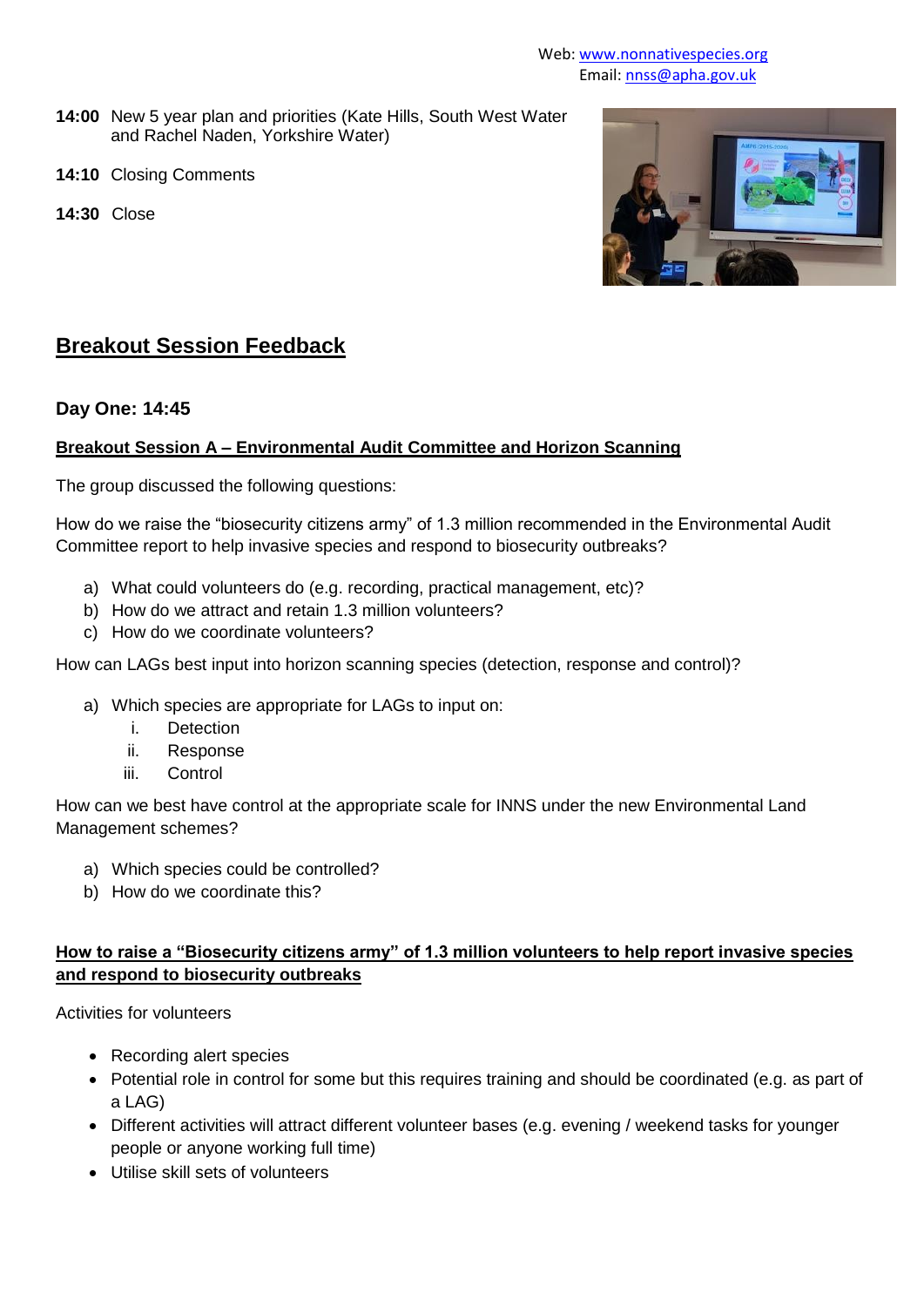Web: www.nonnativespecies.org
Email: nnss@apha.gov.uk

**14:00** New 5 year plan and priorities (Kate Hills, South West Water and Rachel Naden, Yorkshire Water)

**14:10** Closing Comments

**14:30** Close

## Breakout Session Feedback

### Day One: 14:45

**Breakout Session A – Environmental Audit Committee and Horizon Scanning**

The group discussed the following questions:

How do we raise the "biosecurity citizens army" of 1.3 million recommended in the Environmental Audit Committee report to help invasive species and respond to biosecurity outbreaks?

a) What could volunteers do (e.g. recording, practical management, etc)?
b) How do we attract and retain 1.3 million volunteers?
c) How do we coordinate volunteers?

How can LAGs best input into horizon scanning species (detection, response and control)?

a) Which species are appropriate for LAGs to input on:
   i. Detection
   ii. Response
   iii. Control

How can we best have control at the appropriate scale for INNS under the new Environmental Land Management schemes?

a) Which species could be controlled?
b) How do we coordinate this?

**How to raise a "Biosecurity citizens army" of 1.3 million volunteers to help report invasive species and respond to biosecurity outbreaks**

Activities for volunteers

- Recording alert species
- Potential role in control for some but this requires training and should be coordinated (e.g. as part of a LAG)
- Different activities will attract different volunteer bases (e.g. evening / weekend tasks for younger people or anyone working full time)
- Utilise skill sets of volunteers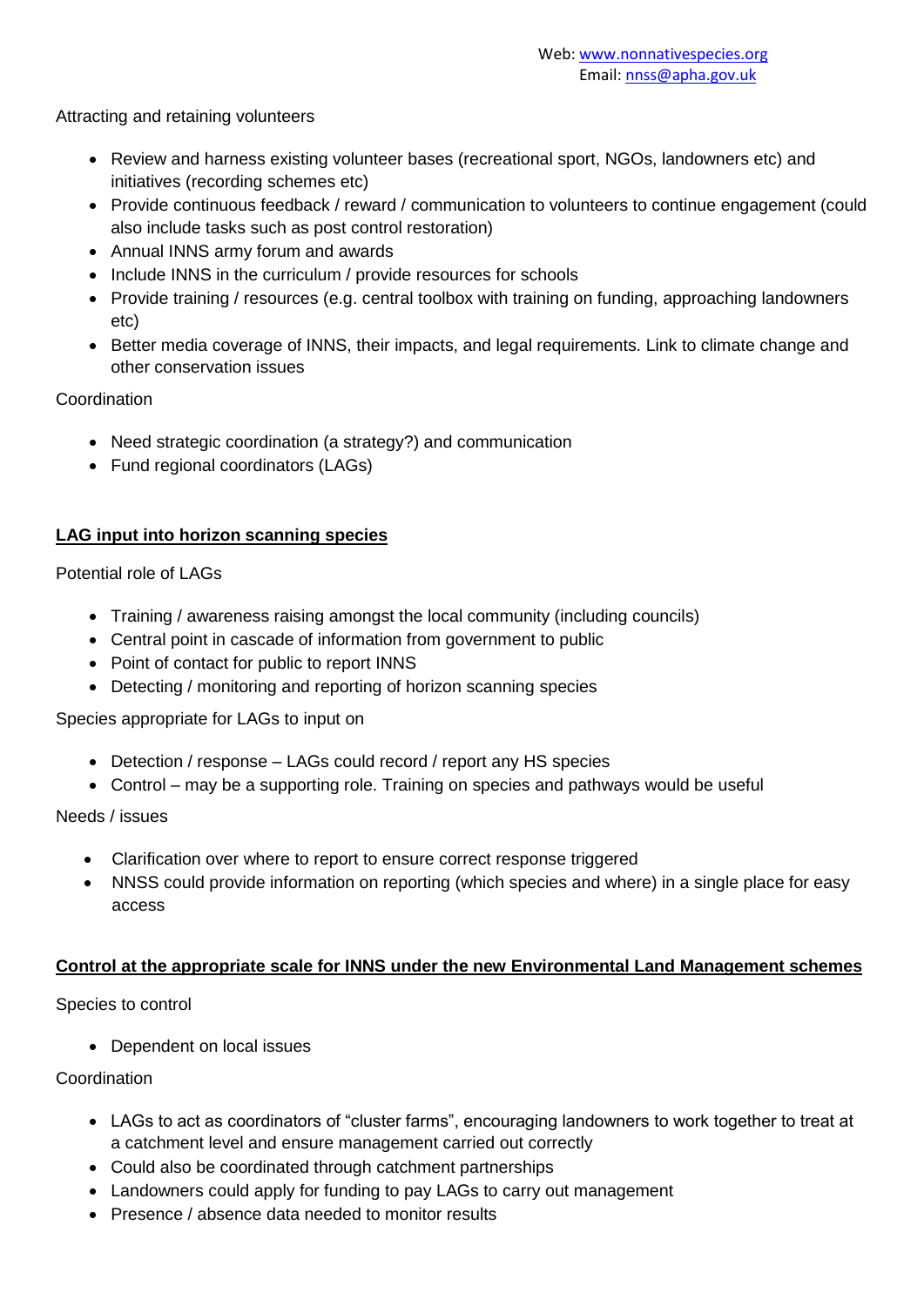Attracting and retaining volunteers

- Review and harness existing volunteer bases (recreational sport, NGOs, landowners etc) and initiatives (recording schemes etc)
- Provide continuous feedback / reward / communication to volunteers to continue engagement (could also include tasks such as post control restoration)
- Annual INNS army forum and awards
- Include INNS in the curriculum / provide resources for schools
- Provide training / resources (e.g. central toolbox with training on funding, approaching landowners etc)
- Better media coverage of INNS, their impacts, and legal requirements. Link to climate change and other conservation issues

Coordination

- Need strategic coordination (a strategy?) and communication
- Fund regional coordinators (LAGs)

**LAG input into horizon scanning species**

Potential role of LAGs

- Training / awareness raising amongst the local community (including councils)
- Central point in cascade of information from government to public
- Point of contact for public to report INNS
- Detecting / monitoring and reporting of horizon scanning species

Species appropriate for LAGs to input on

- Detection / response – LAGs could record / report any HS species
- Control – may be a supporting role. Training on species and pathways would be useful

Needs / issues

- Clarification over where to report to ensure correct response triggered
- NNSS could provide information on reporting (which species and where) in a single place for easy access

**Control at the appropriate scale for INNS under the new Environmental Land Management schemes**

Species to control

- Dependent on local issues

Coordination

- LAGs to act as coordinators of "cluster farms", encouraging landowners to work together to treat at a catchment level and ensure management carried out correctly
- Could also be coordinated through catchment partnerships
- Landowners could apply for funding to pay LAGs to carry out management
- Presence / absence data needed to monitor results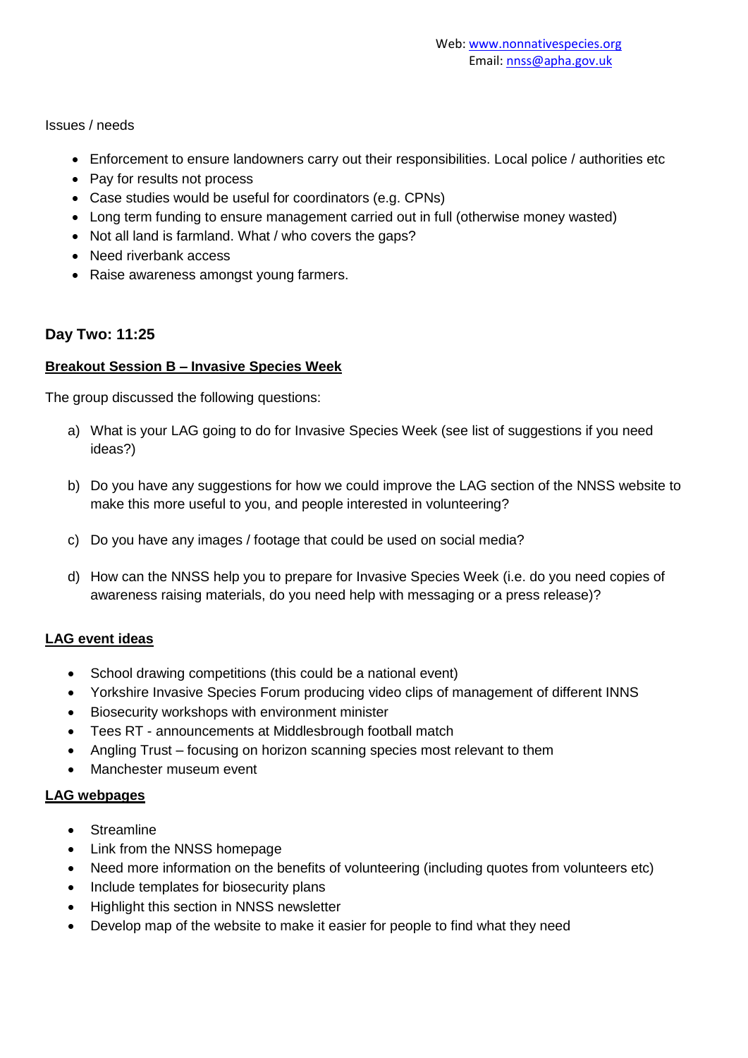Issues / needs

- Enforcement to ensure landowners carry out their responsibilities. Local police / authorities etc
- Pay for results not process
- Case studies would be useful for coordinators (e.g. CPNs)
- Long term funding to ensure management carried out in full (otherwise money wasted)
- Not all land is farmland. What / who covers the gaps?
- Need riverbank access
- Raise awareness amongst young farmers.

### Day Two: 11:25

**Breakout Session B – Invasive Species Week**

The group discussed the following questions:

a) What is your LAG going to do for Invasive Species Week (see list of suggestions if you need ideas?)

b) Do you have any suggestions for how we could improve the LAG section of the NNSS website to make this more useful to you, and people interested in volunteering?

c) Do you have any images / footage that could be used on social media?

d) How can the NNSS help you to prepare for Invasive Species Week (i.e. do you need copies of awareness raising materials, do you need help with messaging or a press release)?

**LAG event ideas**

- School drawing competitions (this could be a national event)
- Yorkshire Invasive Species Forum producing video clips of management of different INNS
- Biosecurity workshops with environment minister
- Tees RT - announcements at Middlesbrough football match
- Angling Trust – focusing on horizon scanning species most relevant to them
- Manchester museum event

**LAG webpages**

- Streamline
- Link from the NNSS homepage
- Need more information on the benefits of volunteering (including quotes from volunteers etc)
- Include templates for biosecurity plans
- Highlight this section in NNSS newsletter
- Develop map of the website to make it easier for people to find what they need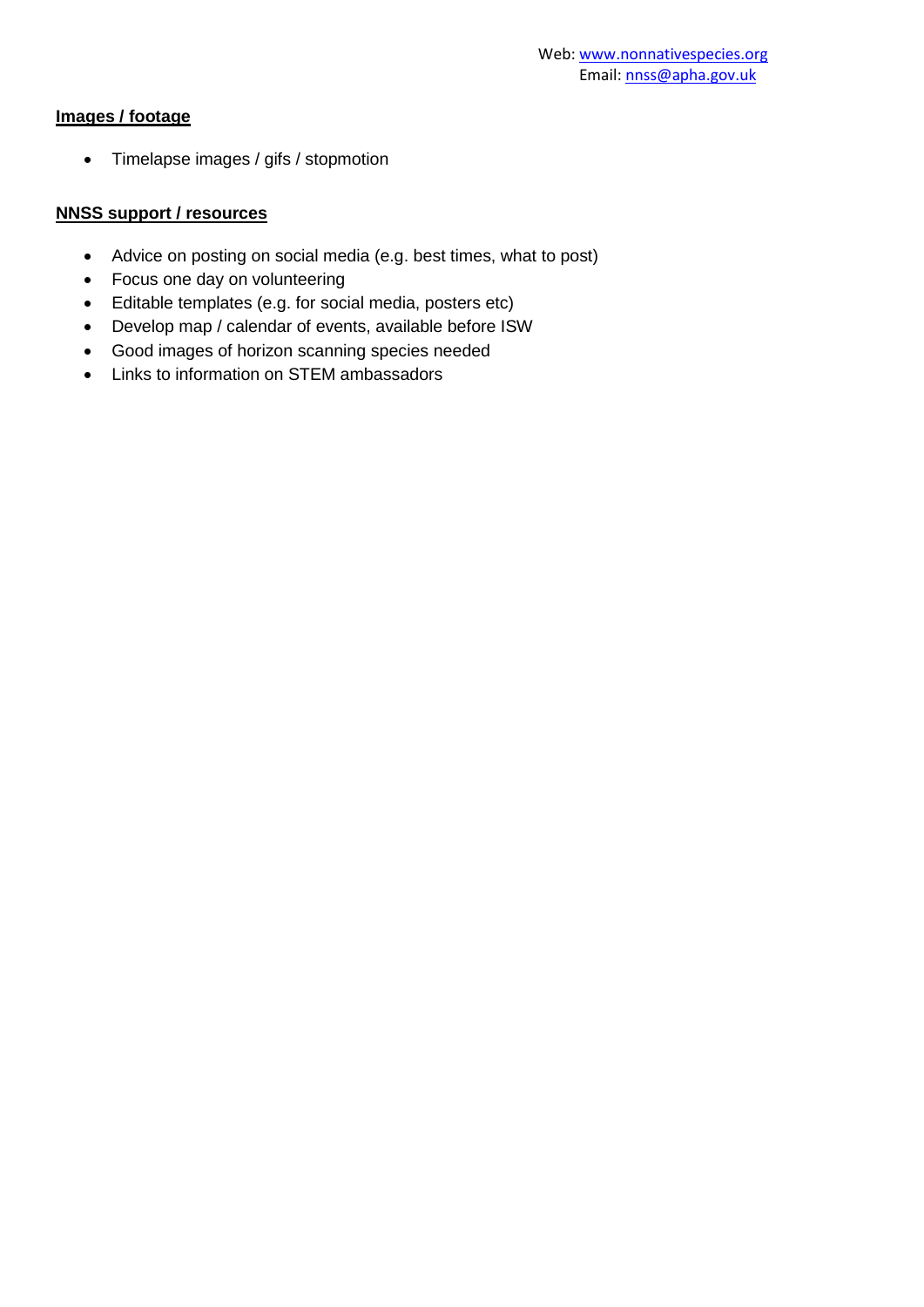Web: www.nonnativespecies.org
Email: nnss@apha.gov.uk

**Images / footage**

- Timelapse images / gifs / stopmotion

**NNSS support / resources**

- Advice on posting on social media (e.g. best times, what to post)
- Focus one day on volunteering
- Editable templates (e.g. for social media, posters etc)
- Develop map / calendar of events, available before ISW
- Good images of horizon scanning species needed
- Links to information on STEM ambassadors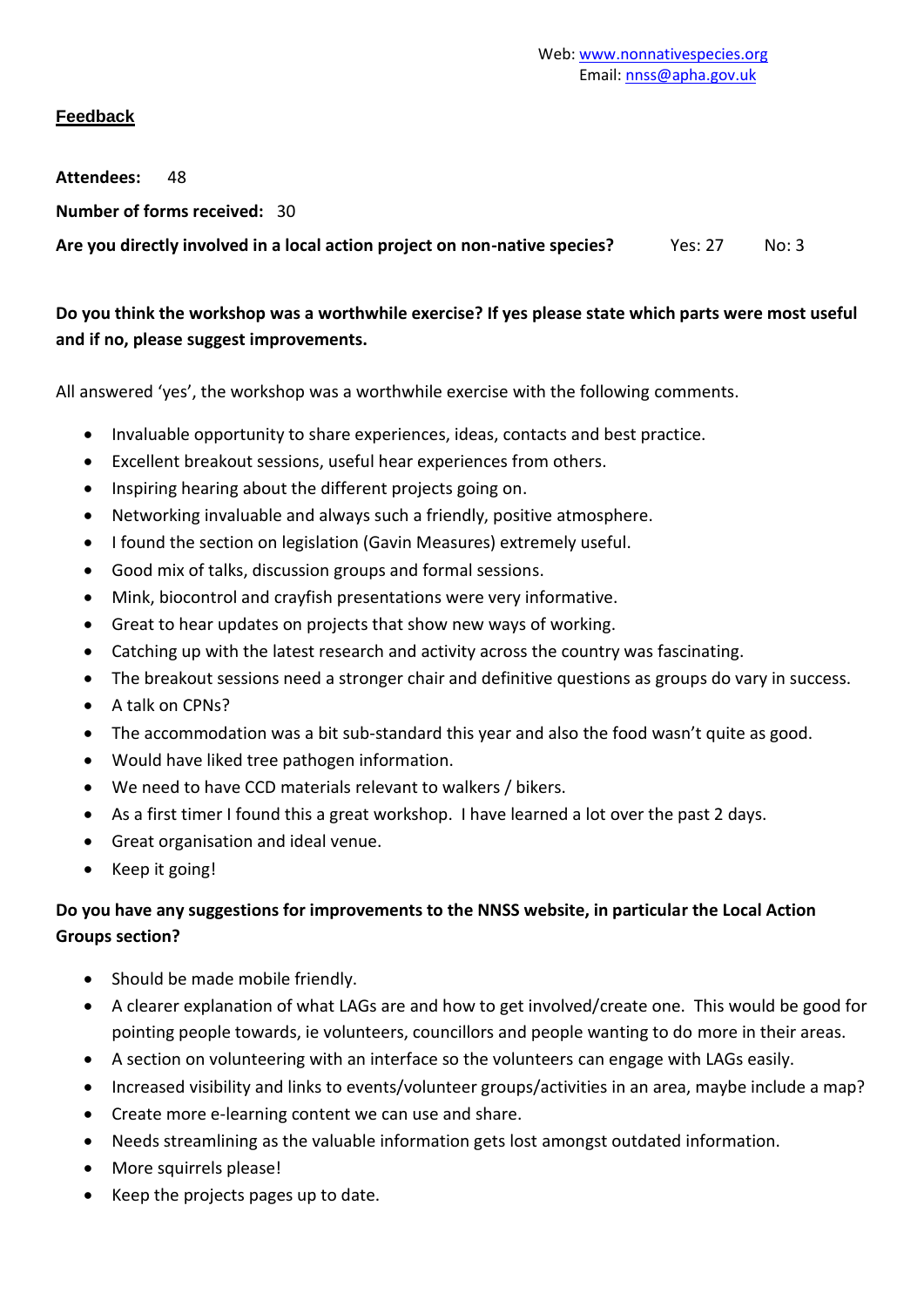Web: www.nonnativespecies.org
Email: nnss@apha.gov.uk

## Feedback

**Attendees:** 48

**Number of forms received:** 30

**Are you directly involved in a local action project on non-native species?** Yes: 27 No: 3

**Do you think the workshop was a worthwhile exercise? If yes please state which parts were most useful and if no, please suggest improvements.**

All answered 'yes', the workshop was a worthwhile exercise with the following comments.

- Invaluable opportunity to share experiences, ideas, contacts and best practice.
- Excellent breakout sessions, useful hear experiences from others.
- Inspiring hearing about the different projects going on.
- Networking invaluable and always such a friendly, positive atmosphere.
- I found the section on legislation (Gavin Measures) extremely useful.
- Good mix of talks, discussion groups and formal sessions.
- Mink, biocontrol and crayfish presentations were very informative.
- Great to hear updates on projects that show new ways of working.
- Catching up with the latest research and activity across the country was fascinating.
- The breakout sessions need a stronger chair and definitive questions as groups do vary in success.
- A talk on CPNs?
- The accommodation was a bit sub-standard this year and also the food wasn't quite as good.
- Would have liked tree pathogen information.
- We need to have CCD materials relevant to walkers / bikers.
- As a first timer I found this a great workshop. I have learned a lot over the past 2 days.
- Great organisation and ideal venue.
- Keep it going!

**Do you have any suggestions for improvements to the NNSS website, in particular the Local Action Groups section?**

- Should be made mobile friendly.
- A clearer explanation of what LAGs are and how to get involved/create one. This would be good for pointing people towards, ie volunteers, councillors and people wanting to do more in their areas.
- A section on volunteering with an interface so the volunteers can engage with LAGs easily.
- Increased visibility and links to events/volunteer groups/activities in an area, maybe include a map?
- Create more e-learning content we can use and share.
- Needs streamlining as the valuable information gets lost amongst outdated information.
- More squirrels please!
- Keep the projects pages up to date.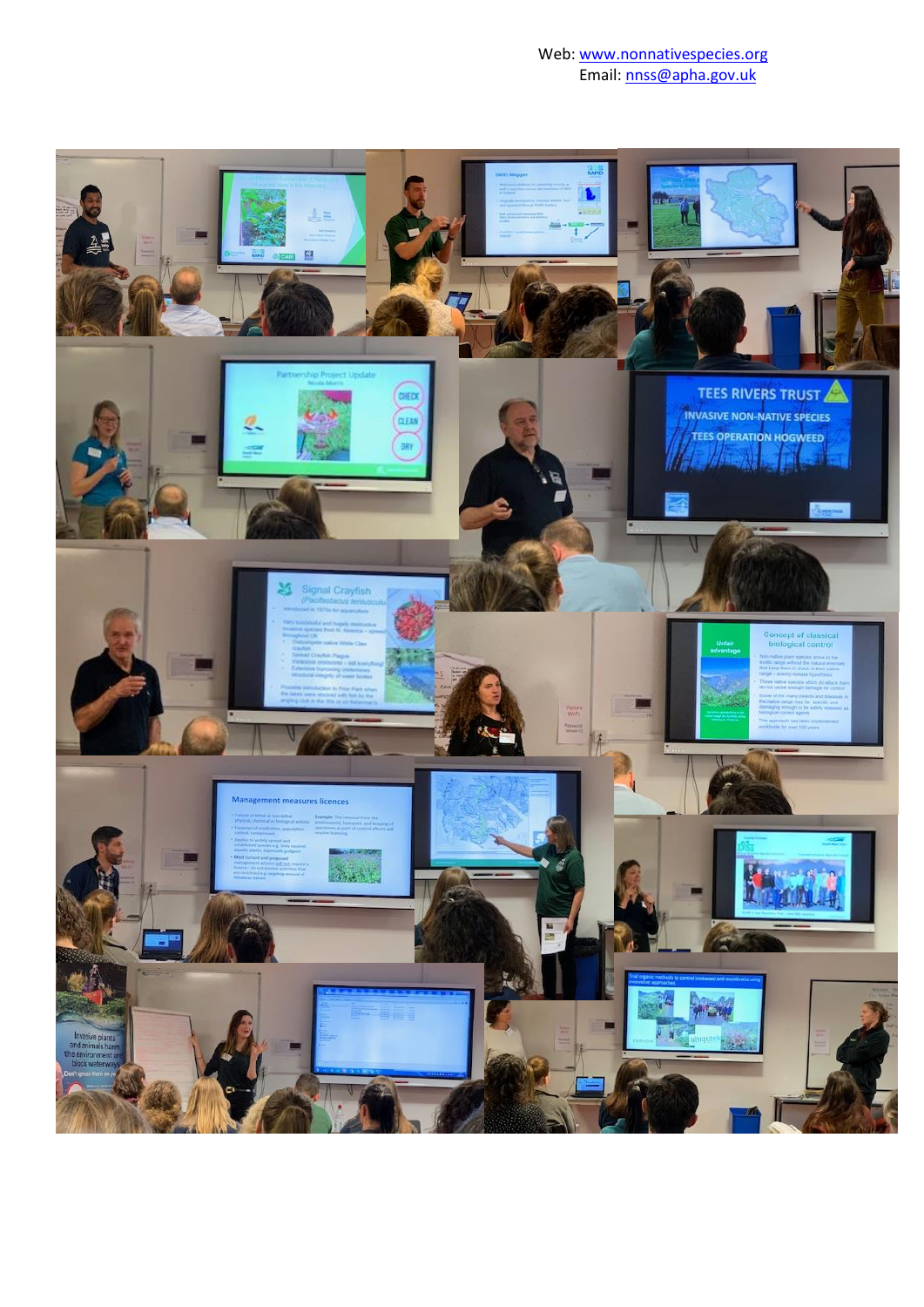Web: www.nonnativespecies.org
Email: nnss@apha.gov.uk